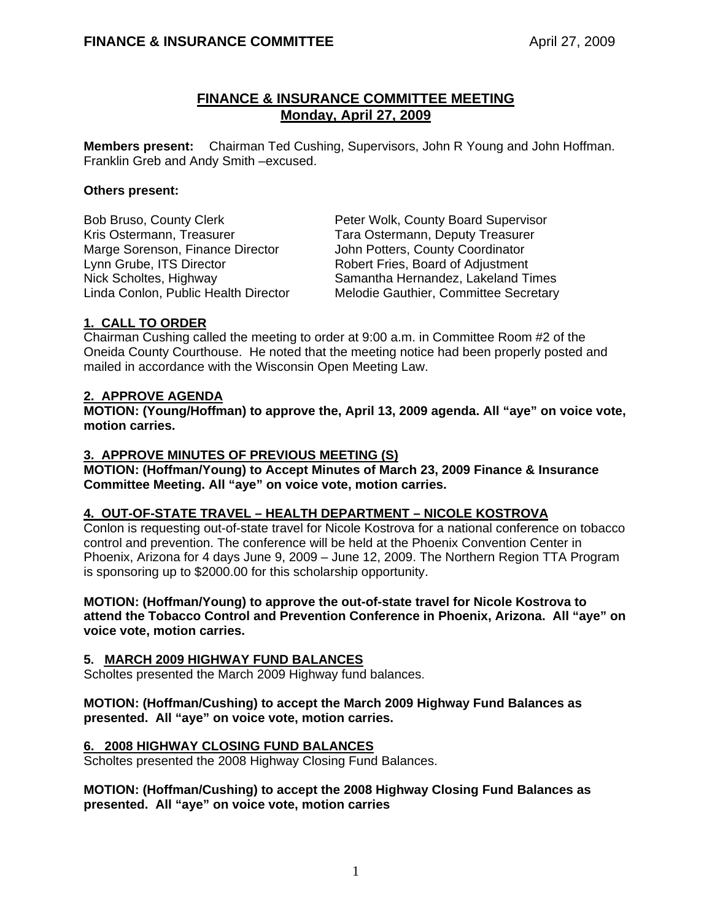# FINANCE & INSURANCE COMMITTEE MEETING
## Monday, April 27, 2009

**Members present:** Chairman Ted Cushing, Supervisors, John R Young and John Hoffman. Franklin Greb and Andy Smith –excused.

**Others present:**

Bob Bruso, County Clerk
Kris Ostermann, Treasurer
Marge Sorenson, Finance Director
Lynn Grube, ITS Director
Nick Scholtes, Highway
Linda Conlon, Public Health Director
Peter Wolk, County Board Supervisor
Tara Ostermann, Deputy Treasurer
John Potters, County Coordinator
Robert Fries, Board of Adjustment
Samantha Hernandez, Lakeland Times
Melodie Gauthier, Committee Secretary

### 1. CALL TO ORDER

Chairman Cushing called the meeting to order at 9:00 a.m. in Committee Room #2 of the Oneida County Courthouse. He noted that the meeting notice had been properly posted and mailed in accordance with the Wisconsin Open Meeting Law.

### 2. APPROVE AGENDA

**MOTION: (Young/Hoffman) to approve the, April 13, 2009 agenda. All "aye" on voice vote, motion carries.**

### 3. APPROVE MINUTES OF PREVIOUS MEETING (S)

**MOTION: (Hoffman/Young) to Accept Minutes of March 23, 2009 Finance & Insurance Committee Meeting. All "aye" on voice vote, motion carries.**

### 4. OUT-OF-STATE TRAVEL – HEALTH DEPARTMENT – NICOLE KOSTROVA

Conlon is requesting out-of-state travel for Nicole Kostrova for a national conference on tobacco control and prevention. The conference will be held at the Phoenix Convention Center in Phoenix, Arizona for 4 days June 9, 2009 – June 12, 2009. The Northern Region TTA Program is sponsoring up to $2000.00 for this scholarship opportunity.

**MOTION: (Hoffman/Young) to approve the out-of-state travel for Nicole Kostrova to attend the Tobacco Control and Prevention Conference in Phoenix, Arizona. All "aye" on voice vote, motion carries.**

### 5. MARCH 2009 HIGHWAY FUND BALANCES

Scholtes presented the March 2009 Highway fund balances.

**MOTION: (Hoffman/Cushing) to accept the March 2009 Highway Fund Balances as presented. All "aye" on voice vote, motion carries.**

### 6. 2008 HIGHWAY CLOSING FUND BALANCES

Scholtes presented the 2008 Highway Closing Fund Balances.

**MOTION: (Hoffman/Cushing) to accept the 2008 Highway Closing Fund Balances as presented. All "aye" on voice vote, motion carries**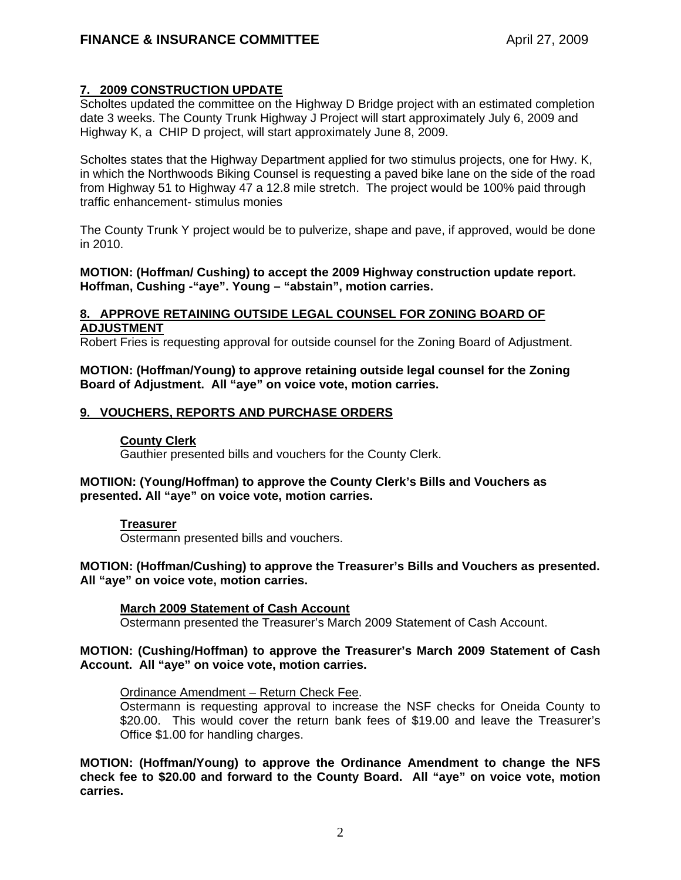## 7. 2009 CONSTRUCTION UPDATE

Scholtes updated the committee on the Highway D Bridge project with an estimated completion date 3 weeks. The County Trunk Highway J Project will start approximately July 6, 2009 and Highway K, a CHIP D project, will start approximately June 8, 2009.

Scholtes states that the Highway Department applied for two stimulus projects, one for Hwy. K, in which the Northwoods Biking Counsel is requesting a paved bike lane on the side of the road from Highway 51 to Highway 47 a 12.8 mile stretch. The project would be 100% paid through traffic enhancement- stimulus monies

The County Trunk Y project would be to pulverize, shape and pave, if approved, would be done in 2010.

**MOTION: (Hoffman/ Cushing) to accept the 2009 Highway construction update report. Hoffman, Cushing -"aye". Young – "abstain", motion carries.**

## 8. APPROVE RETAINING OUTSIDE LEGAL COUNSEL FOR ZONING BOARD OF ADJUSTMENT

Robert Fries is requesting approval for outside counsel for the Zoning Board of Adjustment.

**MOTION: (Hoffman/Young) to approve retaining outside legal counsel for the Zoning Board of Adjustment. All "aye" on voice vote, motion carries.**

## 9. VOUCHERS, REPORTS AND PURCHASE ORDERS

### County Clerk

Gauthier presented bills and vouchers for the County Clerk.

**MOTIION: (Young/Hoffman) to approve the County Clerk's Bills and Vouchers as presented. All "aye" on voice vote, motion carries.**

### Treasurer

Ostermann presented bills and vouchers.

**MOTION: (Hoffman/Cushing) to approve the Treasurer's Bills and Vouchers as presented. All "aye" on voice vote, motion carries.**

### March 2009 Statement of Cash Account

Ostermann presented the Treasurer's March 2009 Statement of Cash Account.

**MOTION: (Cushing/Hoffman) to approve the Treasurer's March 2009 Statement of Cash Account. All "aye" on voice vote, motion carries.**

Ordinance Amendment – Return Check Fee.

Ostermann is requesting approval to increase the NSF checks for Oneida County to $20.00. This would cover the return bank fees of $19.00 and leave the Treasurer's Office $1.00 for handling charges.

**MOTION: (Hoffman/Young) to approve the Ordinance Amendment to change the NFS check fee to $20.00 and forward to the County Board. All "aye" on voice vote, motion carries.**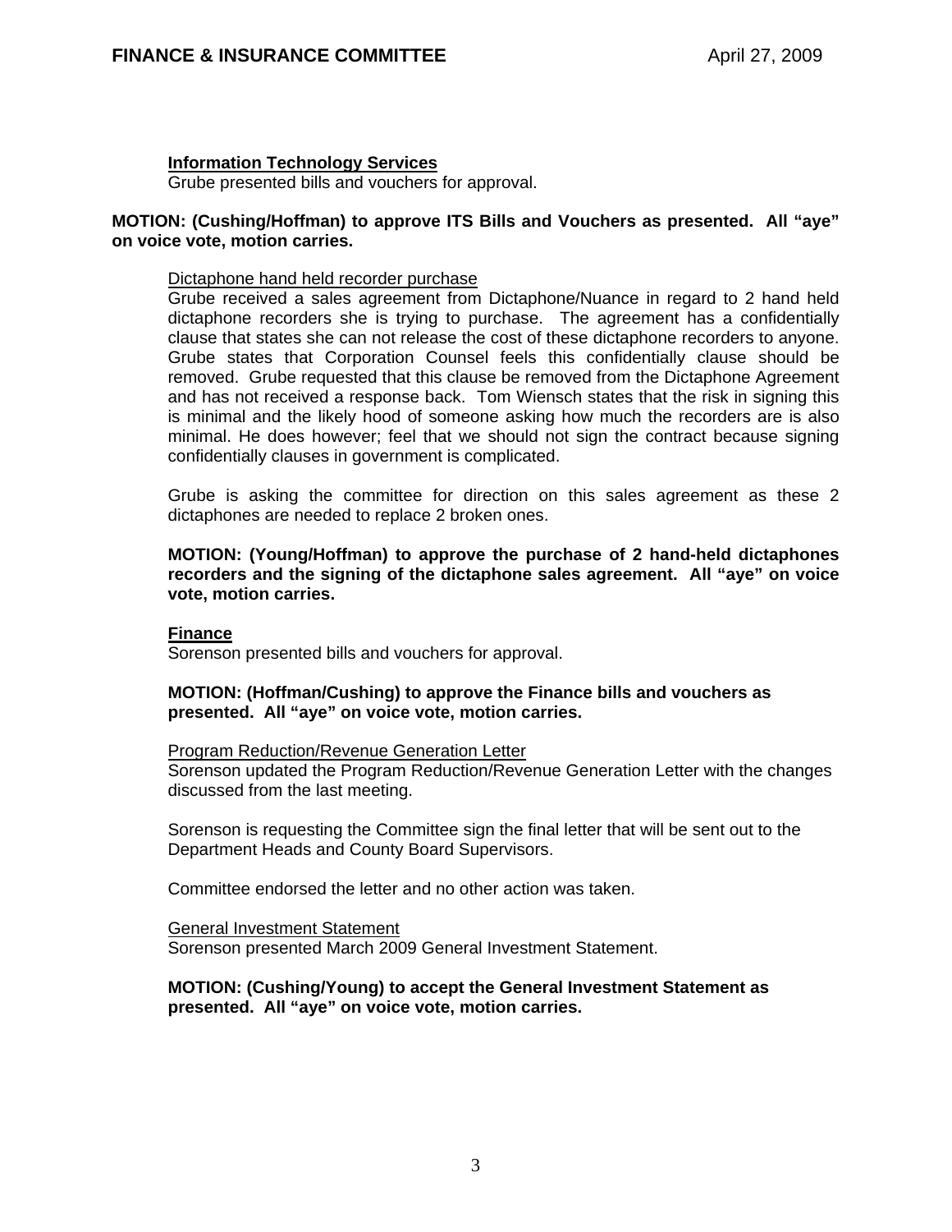**Information Technology Services**

Grube presented bills and vouchers for approval.

**MOTION: (Cushing/Hoffman) to approve ITS Bills and Vouchers as presented. All "aye" on voice vote, motion carries.**

Dictaphone hand held recorder purchase

Grube received a sales agreement from Dictaphone/Nuance in regard to 2 hand held dictaphone recorders she is trying to purchase. The agreement has a confidentially clause that states she can not release the cost of these dictaphone recorders to anyone. Grube states that Corporation Counsel feels this confidentially clause should be removed. Grube requested that this clause be removed from the Dictaphone Agreement and has not received a response back. Tom Wiensch states that the risk in signing this is minimal and the likely hood of someone asking how much the recorders are is also minimal. He does however; feel that we should not sign the contract because signing confidentially clauses in government is complicated.

Grube is asking the committee for direction on this sales agreement as these 2 dictaphones are needed to replace 2 broken ones.

**MOTION: (Young/Hoffman) to approve the purchase of 2 hand-held dictaphones recorders and the signing of the dictaphone sales agreement. All "aye" on voice vote, motion carries.**

**Finance**

Sorenson presented bills and vouchers for approval.

**MOTION: (Hoffman/Cushing) to approve the Finance bills and vouchers as presented. All "aye" on voice vote, motion carries.**

Program Reduction/Revenue Generation Letter

Sorenson updated the Program Reduction/Revenue Generation Letter with the changes discussed from the last meeting.

Sorenson is requesting the Committee sign the final letter that will be sent out to the Department Heads and County Board Supervisors.

Committee endorsed the letter and no other action was taken.

General Investment Statement

Sorenson presented March 2009 General Investment Statement.

**MOTION: (Cushing/Young) to accept the General Investment Statement as presented. All "aye" on voice vote, motion carries.**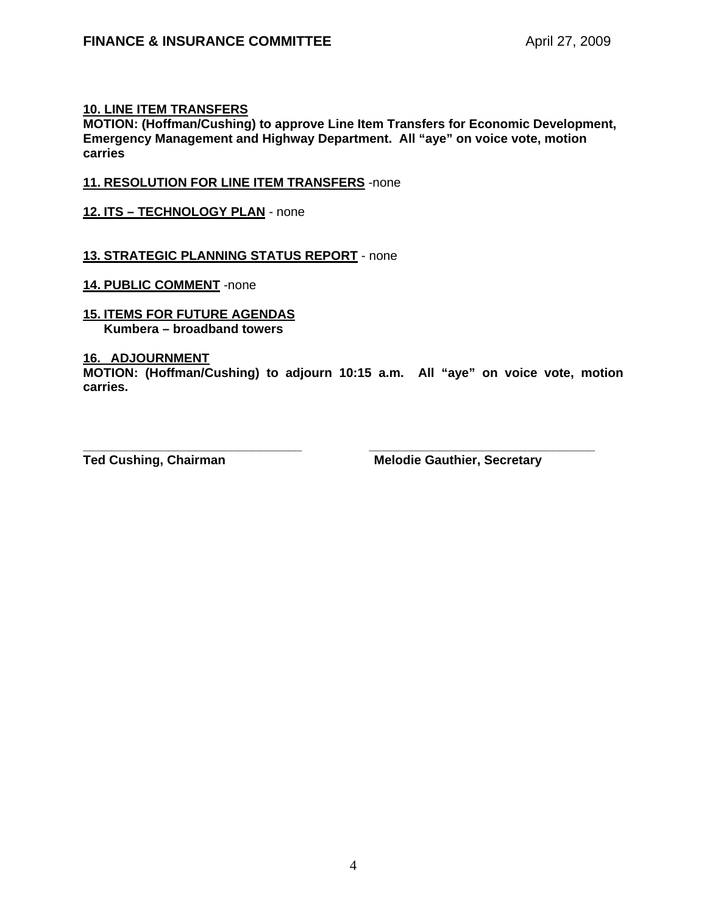**10. LINE ITEM TRANSFERS**
**MOTION: (Hoffman/Cushing) to approve Line Item Transfers for Economic Development, Emergency Management and Highway Department. All "aye" on voice vote, motion carries**

**11. RESOLUTION FOR LINE ITEM TRANSFERS** -none

**12. ITS – TECHNOLOGY PLAN** - none

**13. STRATEGIC PLANNING STATUS REPORT** - none

**14. PUBLIC COMMENT** -none

**15. ITEMS FOR FUTURE AGENDAS**
**Kumbera – broadband towers**

**16. ADJOURNMENT**
**MOTION: (Hoffman/Cushing) to adjourn 10:15 a.m. All "aye" on voice vote, motion carries.**

\_\_\_\_\_\_\_\_\_\_\_\_\_\_\_\_\_\_\_\_\_\_\_\_\_\_\_\_\_\_ \_\_\_\_\_\_\_\_\_\_\_\_\_\_\_\_\_\_\_\_\_\_\_\_\_\_\_\_\_\_

**Ted Cushing, Chairman** **Melodie Gauthier, Secretary**